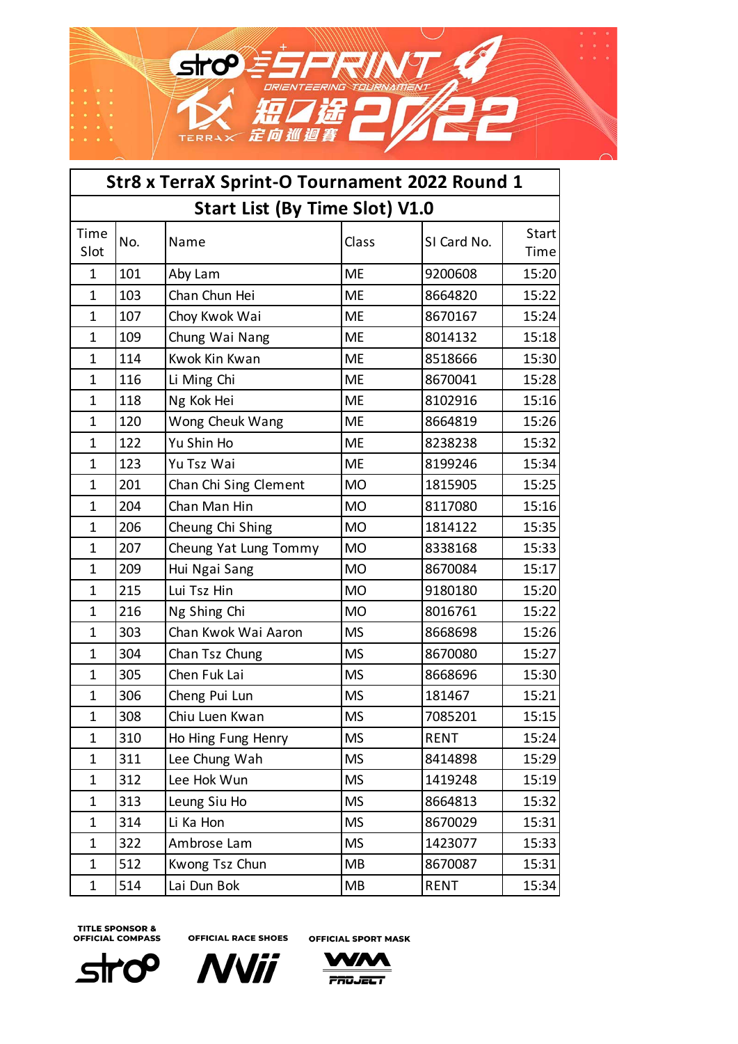# Str8 x TerraX Sprint-O Tournament 2022 Round 1

## Start List (By Time Slot) V1.0

| Time Slot | No. | Name | Class | SI Card No. | Start Time |
|---|---|---|---|---|---|
| 1 | 101 | Aby Lam | ME | 9200608 | 15:20 |
| 1 | 103 | Chan Chun Hei | ME | 8664820 | 15:22 |
| 1 | 107 | Choy Kwok Wai | ME | 8670167 | 15:24 |
| 1 | 109 | Chung Wai Nang | ME | 8014132 | 15:18 |
| 1 | 114 | Kwok Kin Kwan | ME | 8518666 | 15:30 |
| 1 | 116 | Li Ming Chi | ME | 8670041 | 15:28 |
| 1 | 118 | Ng Kok Hei | ME | 8102916 | 15:16 |
| 1 | 120 | Wong Cheuk Wang | ME | 8664819 | 15:26 |
| 1 | 122 | Yu Shin Ho | ME | 8238238 | 15:32 |
| 1 | 123 | Yu Tsz Wai | ME | 8199246 | 15:34 |
| 1 | 201 | Chan Chi Sing Clement | MO | 1815905 | 15:25 |
| 1 | 204 | Chan Man Hin | MO | 8117080 | 15:16 |
| 1 | 206 | Cheung Chi Shing | MO | 1814122 | 15:35 |
| 1 | 207 | Cheung Yat Lung Tommy | MO | 8338168 | 15:33 |
| 1 | 209 | Hui Ngai Sang | MO | 8670084 | 15:17 |
| 1 | 215 | Lui Tsz Hin | MO | 9180180 | 15:20 |
| 1 | 216 | Ng Shing Chi | MO | 8016761 | 15:22 |
| 1 | 303 | Chan Kwok Wai Aaron | MS | 8668698 | 15:26 |
| 1 | 304 | Chan Tsz Chung | MS | 8670080 | 15:27 |
| 1 | 305 | Chen Fuk Lai | MS | 8668696 | 15:30 |
| 1 | 306 | Cheng Pui Lun | MS | 181467 | 15:21 |
| 1 | 308 | Chiu Luen Kwan | MS | 7085201 | 15:15 |
| 1 | 310 | Ho Hing Fung Henry | MS | RENT | 15:24 |
| 1 | 311 | Lee Chung Wah | MS | 8414898 | 15:29 |
| 1 | 312 | Lee Hok Wun | MS | 1419248 | 15:19 |
| 1 | 313 | Leung Siu Ho | MS | 8664813 | 15:32 |
| 1 | 314 | Li Ka Hon | MS | 8670029 | 15:31 |
| 1 | 322 | Ambrose Lam | MS | 1423077 | 15:33 |
| 1 | 512 | Kwong Tsz Chun | MB | 8670087 | 15:31 |
| 1 | 514 | Lai Dun Bok | MB | RENT | 15:34 |

TITLE SPONSOR & OFFICIAL COMPASS — OFFICIAL RACE SHOES — OFFICIAL SPORT MASK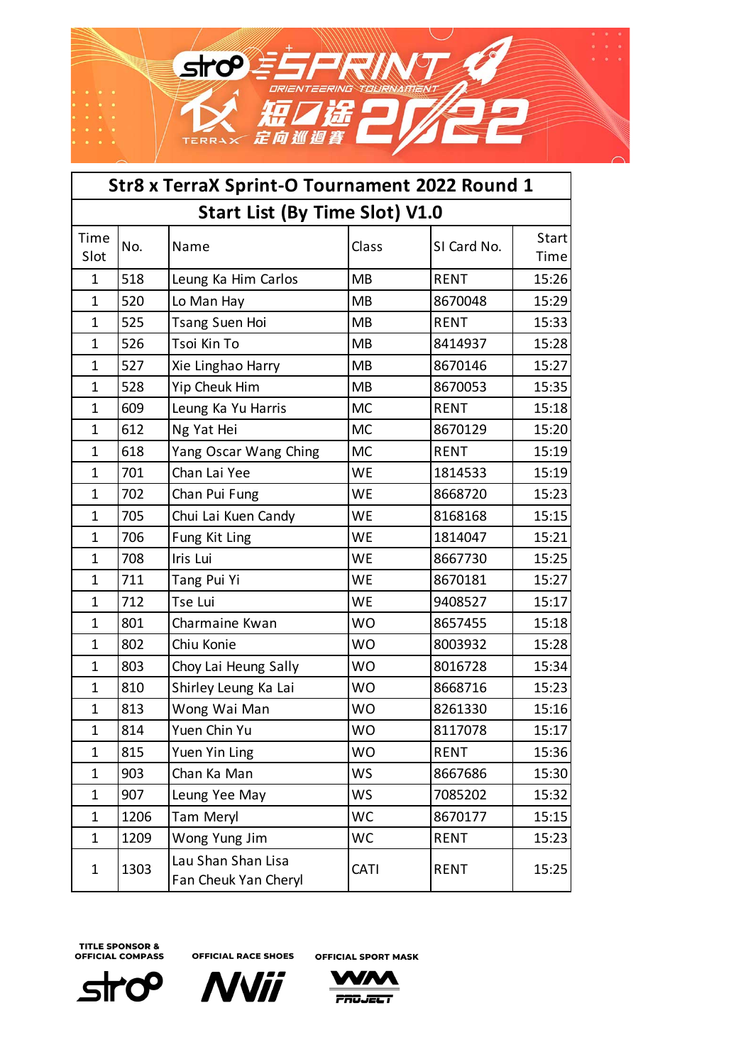## Str8 x TerraX Sprint-O Tournament 2022 Round 1

### Start List (By Time Slot) V1.0

| Time Slot | No. | Name | Class | SI Card No. | Start Time |
|---|---|---|---|---|---|
| 1 | 518 | Leung Ka Him Carlos | MB | RENT | 15:26 |
| 1 | 520 | Lo Man Hay | MB | 8670048 | 15:29 |
| 1 | 525 | Tsang Suen Hoi | MB | RENT | 15:33 |
| 1 | 526 | Tsoi Kin To | MB | 8414937 | 15:28 |
| 1 | 527 | Xie Linghao Harry | MB | 8670146 | 15:27 |
| 1 | 528 | Yip Cheuk Him | MB | 8670053 | 15:35 |
| 1 | 609 | Leung Ka Yu Harris | MC | RENT | 15:18 |
| 1 | 612 | Ng Yat Hei | MC | 8670129 | 15:20 |
| 1 | 618 | Yang Oscar Wang Ching | MC | RENT | 15:19 |
| 1 | 701 | Chan Lai Yee | WE | 1814533 | 15:19 |
| 1 | 702 | Chan Pui Fung | WE | 8668720 | 15:23 |
| 1 | 705 | Chui Lai Kuen Candy | WE | 8168168 | 15:15 |
| 1 | 706 | Fung Kit Ling | WE | 1814047 | 15:21 |
| 1 | 708 | Iris Lui | WE | 8667730 | 15:25 |
| 1 | 711 | Tang Pui Yi | WE | 8670181 | 15:27 |
| 1 | 712 | Tse Lui | WE | 9408527 | 15:17 |
| 1 | 801 | Charmaine Kwan | WO | 8657455 | 15:18 |
| 1 | 802 | Chiu Konie | WO | 8003932 | 15:28 |
| 1 | 803 | Choy Lai Heung Sally | WO | 8016728 | 15:34 |
| 1 | 810 | Shirley Leung Ka Lai | WO | 8668716 | 15:23 |
| 1 | 813 | Wong Wai Man | WO | 8261330 | 15:16 |
| 1 | 814 | Yuen Chin Yu | WO | 8117078 | 15:17 |
| 1 | 815 | Yuen Yin Ling | WO | RENT | 15:36 |
| 1 | 903 | Chan Ka Man | WS | 8667686 | 15:30 |
| 1 | 907 | Leung Yee May | WS | 7085202 | 15:32 |
| 1 | 1206 | Tam Meryl | WC | 8670177 | 15:15 |
| 1 | 1209 | Wong Yung Jim | WC | RENT | 15:23 |
| 1 | 1303 | Lau Shan Shan Lisa<br>Fan Cheuk Yan Cheryl | CATI | RENT | 15:25 |

TITLE SPONSOR & OFFICIAL COMPASS — OFFICIAL RACE SHOES — OFFICIAL SPORT MASK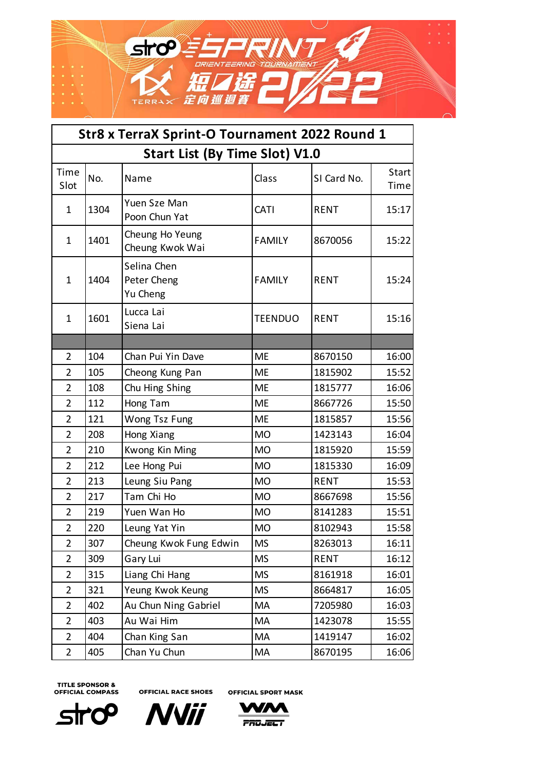# Str8 x TerraX Sprint-O Tournament 2022 Round 1

## Start List (By Time Slot) V1.0

| Time Slot | No. | Name | Class | SI Card No. | Start Time |
|---|---|---|---|---|---|
| 1 | 1304 | Yuen Sze Man<br>Poon Chun Yat | CATI | RENT | 15:17 |
| 1 | 1401 | Cheung Ho Yeung<br>Cheung Kwok Wai | FAMILY | 8670056 | 15:22 |
| 1 | 1404 | Selina Chen<br>Peter Cheng<br>Yu Cheng | FAMILY | RENT | 15:24 |
| 1 | 1601 | Lucca Lai<br>Siena Lai | TEENDUO | RENT | 15:16 |
| | | | | | |
| 2 | 104 | Chan Pui Yin Dave | ME | 8670150 | 16:00 |
| 2 | 105 | Cheong Kung Pan | ME | 1815902 | 15:52 |
| 2 | 108 | Chu Hing Shing | ME | 1815777 | 16:06 |
| 2 | 112 | Hong Tam | ME | 8667726 | 15:50 |
| 2 | 121 | Wong Tsz Fung | ME | 1815857 | 15:56 |
| 2 | 208 | Hong Xiang | MO | 1423143 | 16:04 |
| 2 | 210 | Kwong Kin Ming | MO | 1815920 | 15:59 |
| 2 | 212 | Lee Hong Pui | MO | 1815330 | 16:09 |
| 2 | 213 | Leung Siu Pang | MO | RENT | 15:53 |
| 2 | 217 | Tam Chi Ho | MO | 8667698 | 15:56 |
| 2 | 219 | Yuen Wan Ho | MO | 8141283 | 15:51 |
| 2 | 220 | Leung Yat Yin | MO | 8102943 | 15:58 |
| 2 | 307 | Cheung Kwok Fung Edwin | MS | 8263013 | 16:11 |
| 2 | 309 | Gary Lui | MS | RENT | 16:12 |
| 2 | 315 | Liang Chi Hang | MS | 8161918 | 16:01 |
| 2 | 321 | Yeung Kwok Keung | MS | 8664817 | 16:05 |
| 2 | 402 | Au Chun Ning Gabriel | MA | 7205980 | 16:03 |
| 2 | 403 | Au Wai Him | MA | 1423078 | 15:55 |
| 2 | 404 | Chan King San | MA | 1419147 | 16:02 |
| 2 | 405 | Chan Yu Chun | MA | 8670195 | 16:06 |

TITLE SPONSOR & OFFICIAL COMPASS | OFFICIAL RACE SHOES | OFFICIAL SPORT MASK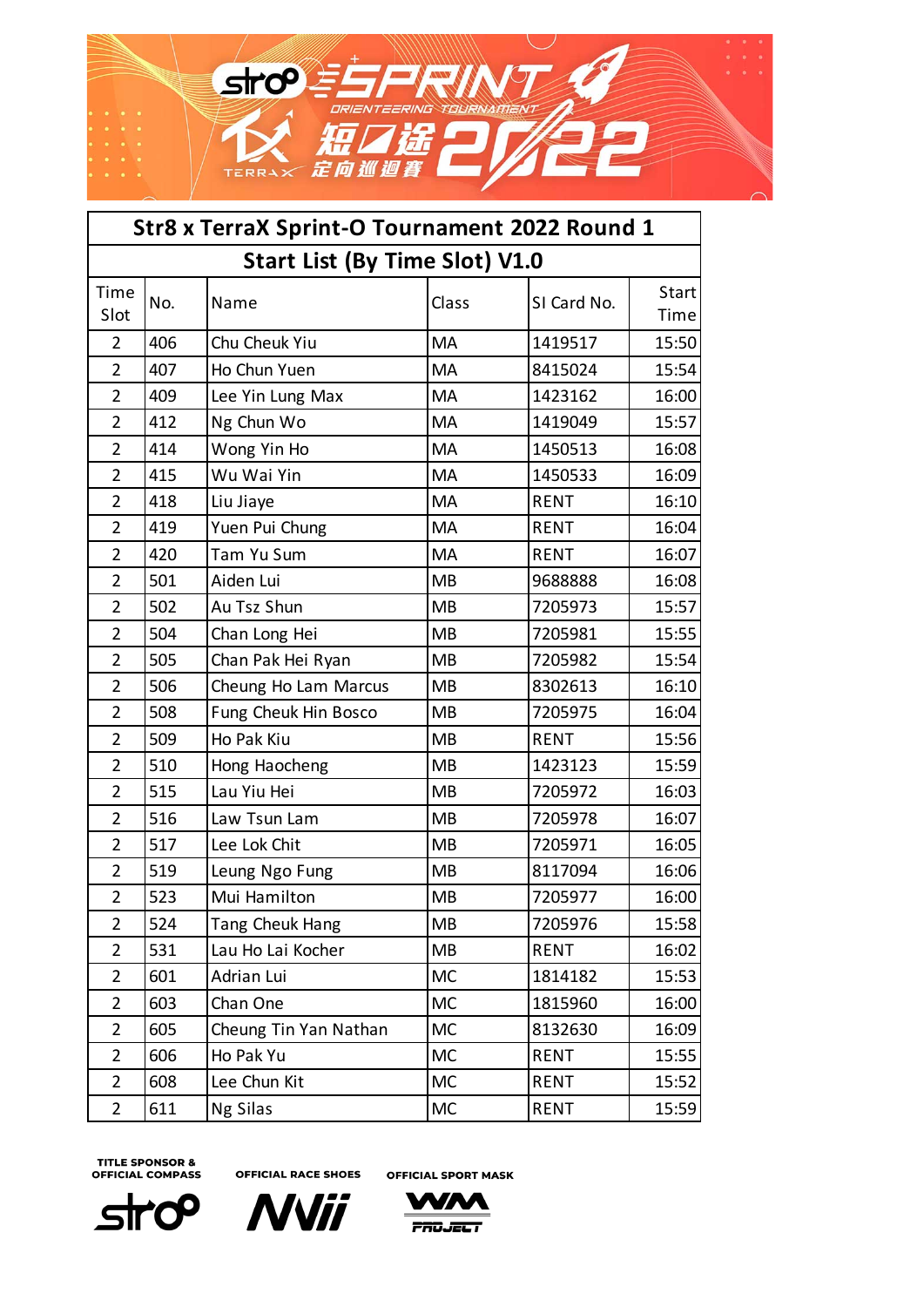## Str8 x TerraX Sprint-O Tournament 2022 Round 1

### Start List (By Time Slot) V1.0

| Time Slot | No. | Name | Class | SI Card No. | Start Time |
|---|---|---|---|---|---|
| 2 | 406 | Chu Cheuk Yiu | MA | 1419517 | 15:50 |
| 2 | 407 | Ho Chun Yuen | MA | 8415024 | 15:54 |
| 2 | 409 | Lee Yin Lung Max | MA | 1423162 | 16:00 |
| 2 | 412 | Ng Chun Wo | MA | 1419049 | 15:57 |
| 2 | 414 | Wong Yin Ho | MA | 1450513 | 16:08 |
| 2 | 415 | Wu Wai Yin | MA | 1450533 | 16:09 |
| 2 | 418 | Liu Jiaye | MA | RENT | 16:10 |
| 2 | 419 | Yuen Pui Chung | MA | RENT | 16:04 |
| 2 | 420 | Tam Yu Sum | MA | RENT | 16:07 |
| 2 | 501 | Aiden Lui | MB | 9688888 | 16:08 |
| 2 | 502 | Au Tsz Shun | MB | 7205973 | 15:57 |
| 2 | 504 | Chan Long Hei | MB | 7205981 | 15:55 |
| 2 | 505 | Chan Pak Hei Ryan | MB | 7205982 | 15:54 |
| 2 | 506 | Cheung Ho Lam Marcus | MB | 8302613 | 16:10 |
| 2 | 508 | Fung Cheuk Hin Bosco | MB | 7205975 | 16:04 |
| 2 | 509 | Ho Pak Kiu | MB | RENT | 15:56 |
| 2 | 510 | Hong Haocheng | MB | 1423123 | 15:59 |
| 2 | 515 | Lau Yiu Hei | MB | 7205972 | 16:03 |
| 2 | 516 | Law Tsun Lam | MB | 7205978 | 16:07 |
| 2 | 517 | Lee Lok Chit | MB | 7205971 | 16:05 |
| 2 | 519 | Leung Ngo Fung | MB | 8117094 | 16:06 |
| 2 | 523 | Mui Hamilton | MB | 7205977 | 16:00 |
| 2 | 524 | Tang Cheuk Hang | MB | 7205976 | 15:58 |
| 2 | 531 | Lau Ho Lai Kocher | MB | RENT | 16:02 |
| 2 | 601 | Adrian Lui | MC | 1814182 | 15:53 |
| 2 | 603 | Chan One | MC | 1815960 | 16:00 |
| 2 | 605 | Cheung Tin Yan Nathan | MC | 8132630 | 16:09 |
| 2 | 606 | Ho Pak Yu | MC | RENT | 15:55 |
| 2 | 608 | Lee Chun Kit | MC | RENT | 15:52 |
| 2 | 611 | Ng Silas | MC | RENT | 15:59 |

TITLE SPONSOR & OFFICIAL COMPASS — OFFICIAL RACE SHOES — OFFICIAL SPORT MASK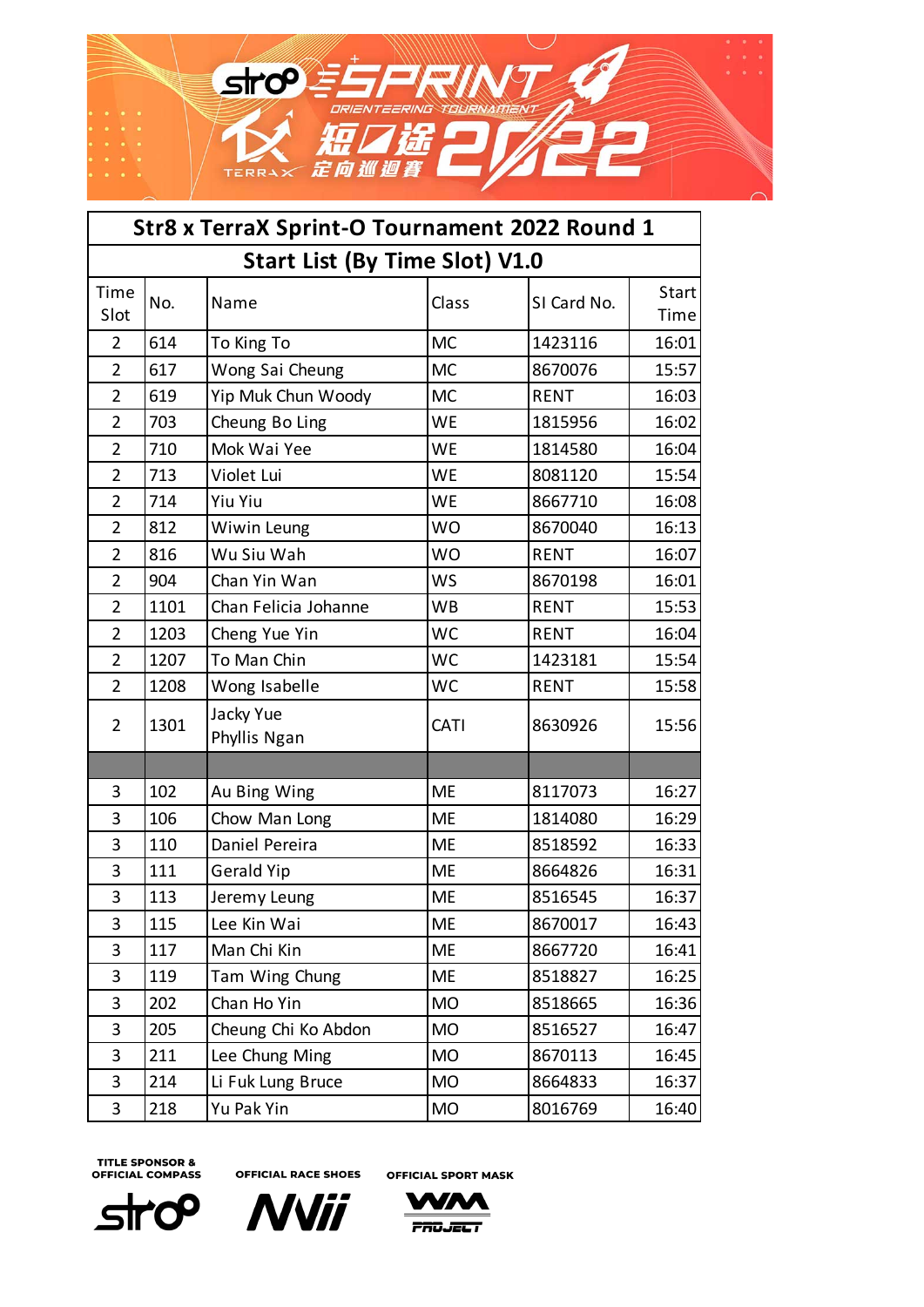## Str8 x TerraX Sprint-O Tournament 2022 Round 1

### Start List (By Time Slot) V1.0

| Time Slot | No. | Name | Class | SI Card No. | Start Time |
|---|---|---|---|---|---|
| 2 | 614 | To King To | MC | 1423116 | 16:01 |
| 2 | 617 | Wong Sai Cheung | MC | 8670076 | 15:57 |
| 2 | 619 | Yip Muk Chun Woody | MC | RENT | 16:03 |
| 2 | 703 | Cheung Bo Ling | WE | 1815956 | 16:02 |
| 2 | 710 | Mok Wai Yee | WE | 1814580 | 16:04 |
| 2 | 713 | Violet Lui | WE | 8081120 | 15:54 |
| 2 | 714 | Yiu Yiu | WE | 8667710 | 16:08 |
| 2 | 812 | Wiwin Leung | WO | 8670040 | 16:13 |
| 2 | 816 | Wu Siu Wah | WO | RENT | 16:07 |
| 2 | 904 | Chan Yin Wan | WS | 8670198 | 16:01 |
| 2 | 1101 | Chan Felicia Johanne | WB | RENT | 15:53 |
| 2 | 1203 | Cheng Yue Yin | WC | RENT | 16:04 |
| 2 | 1207 | To Man Chin | WC | 1423181 | 15:54 |
| 2 | 1208 | Wong Isabelle | WC | RENT | 15:58 |
| 2 | 1301 | Jacky Yue<br>Phyllis Ngan | CATI | 8630926 | 15:56 |
| | | | | | |
| 3 | 102 | Au Bing Wing | ME | 8117073 | 16:27 |
| 3 | 106 | Chow Man Long | ME | 1814080 | 16:29 |
| 3 | 110 | Daniel Pereira | ME | 8518592 | 16:33 |
| 3 | 111 | Gerald Yip | ME | 8664826 | 16:31 |
| 3 | 113 | Jeremy Leung | ME | 8516545 | 16:37 |
| 3 | 115 | Lee Kin Wai | ME | 8670017 | 16:43 |
| 3 | 117 | Man Chi Kin | ME | 8667720 | 16:41 |
| 3 | 119 | Tam Wing Chung | ME | 8518827 | 16:25 |
| 3 | 202 | Chan Ho Yin | MO | 8518665 | 16:36 |
| 3 | 205 | Cheung Chi Ko Abdon | MO | 8516527 | 16:47 |
| 3 | 211 | Lee Chung Ming | MO | 8670113 | 16:45 |
| 3 | 214 | Li Fuk Lung Bruce | MO | 8664833 | 16:37 |
| 3 | 218 | Yu Pak Yin | MO | 8016769 | 16:40 |

TITLE SPONSOR & OFFICIAL COMPASS — OFFICIAL RACE SHOES — OFFICIAL SPORT MASK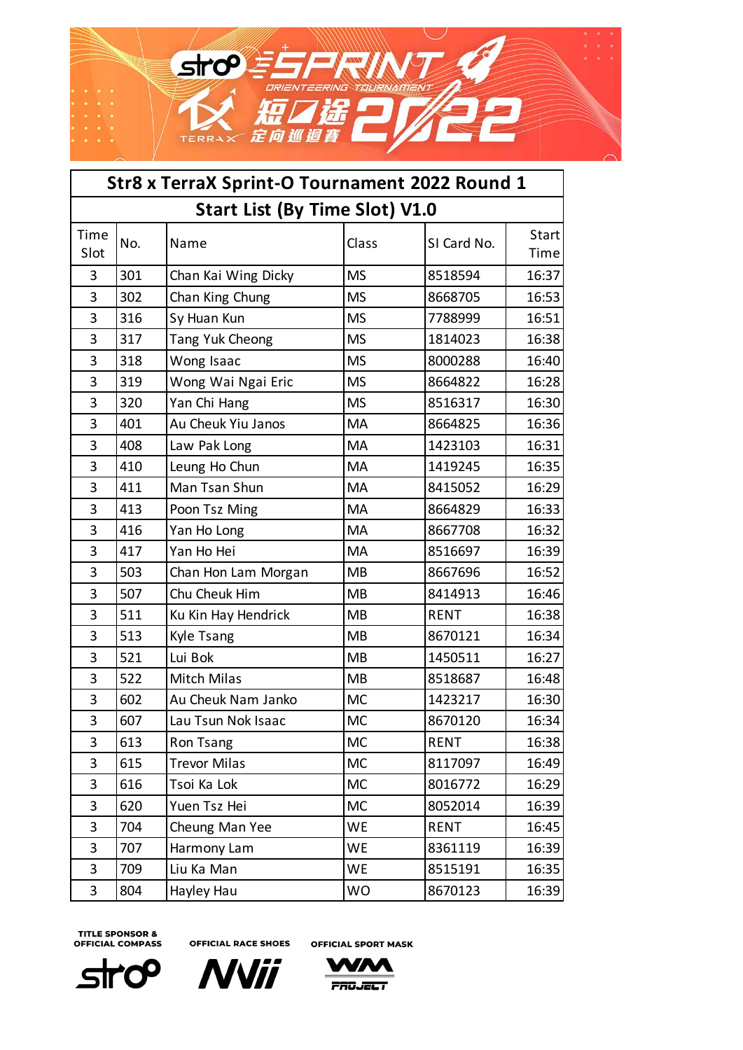# Str8 x TerraX Sprint-O Tournament 2022 Round 1

## Start List (By Time Slot) V1.0

| Time Slot | No. | Name | Class | SI Card No. | Start Time |
|---|---|---|---|---|---|
| 3 | 301 | Chan Kai Wing Dicky | MS | 8518594 | 16:37 |
| 3 | 302 | Chan King Chung | MS | 8668705 | 16:53 |
| 3 | 316 | Sy Huan Kun | MS | 7788999 | 16:51 |
| 3 | 317 | Tang Yuk Cheong | MS | 1814023 | 16:38 |
| 3 | 318 | Wong Isaac | MS | 8000288 | 16:40 |
| 3 | 319 | Wong Wai Ngai Eric | MS | 8664822 | 16:28 |
| 3 | 320 | Yan Chi Hang | MS | 8516317 | 16:30 |
| 3 | 401 | Au Cheuk Yiu Janos | MA | 8664825 | 16:36 |
| 3 | 408 | Law Pak Long | MA | 1423103 | 16:31 |
| 3 | 410 | Leung Ho Chun | MA | 1419245 | 16:35 |
| 3 | 411 | Man Tsan Shun | MA | 8415052 | 16:29 |
| 3 | 413 | Poon Tsz Ming | MA | 8664829 | 16:33 |
| 3 | 416 | Yan Ho Long | MA | 8667708 | 16:32 |
| 3 | 417 | Yan Ho Hei | MA | 8516697 | 16:39 |
| 3 | 503 | Chan Hon Lam Morgan | MB | 8667696 | 16:52 |
| 3 | 507 | Chu Cheuk Him | MB | 8414913 | 16:46 |
| 3 | 511 | Ku Kin Hay Hendrick | MB | RENT | 16:38 |
| 3 | 513 | Kyle Tsang | MB | 8670121 | 16:34 |
| 3 | 521 | Lui Bok | MB | 1450511 | 16:27 |
| 3 | 522 | Mitch Milas | MB | 8518687 | 16:48 |
| 3 | 602 | Au Cheuk Nam Janko | MC | 1423217 | 16:30 |
| 3 | 607 | Lau Tsun Nok Isaac | MC | 8670120 | 16:34 |
| 3 | 613 | Ron Tsang | MC | RENT | 16:38 |
| 3 | 615 | Trevor Milas | MC | 8117097 | 16:49 |
| 3 | 616 | Tsoi Ka Lok | MC | 8016772 | 16:29 |
| 3 | 620 | Yuen Tsz Hei | MC | 8052014 | 16:39 |
| 3 | 704 | Cheung Man Yee | WE | RENT | 16:45 |
| 3 | 707 | Harmony Lam | WE | 8361119 | 16:39 |
| 3 | 709 | Liu Ka Man | WE | 8515191 | 16:35 |
| 3 | 804 | Hayley Hau | WO | 8670123 | 16:39 |

TITLE SPONSOR & OFFICIAL COMPASS — OFFICIAL RACE SHOES — OFFICIAL SPORT MASK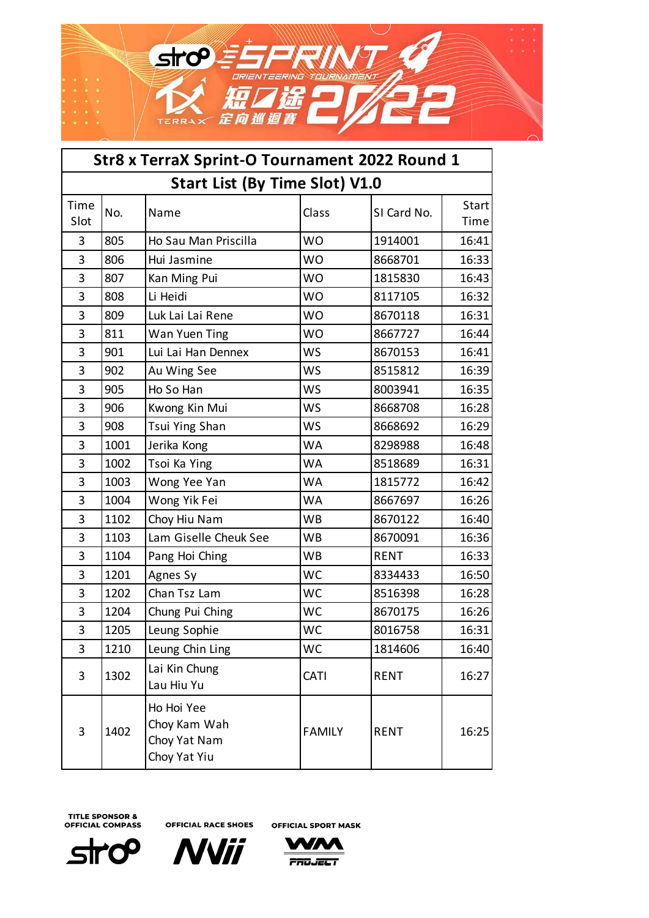# Str8 x TerraX Sprint-O Tournament 2022 Round 1

## Start List (By Time Slot) V1.0

| Time Slot | No. | Name | Class | SI Card No. | Start Time |
|---|---|---|---|---|---|
| 3 | 805 | Ho Sau Man Priscilla | WO | 1914001 | 16:41 |
| 3 | 806 | Hui Jasmine | WO | 8668701 | 16:33 |
| 3 | 807 | Kan Ming Pui | WO | 1815830 | 16:43 |
| 3 | 808 | Li Heidi | WO | 8117105 | 16:32 |
| 3 | 809 | Luk Lai Lai Rene | WO | 8670118 | 16:31 |
| 3 | 811 | Wan Yuen Ting | WO | 8667727 | 16:44 |
| 3 | 901 | Lui Lai Han Dennex | WS | 8670153 | 16:41 |
| 3 | 902 | Au Wing See | WS | 8515812 | 16:39 |
| 3 | 905 | Ho So Han | WS | 8003941 | 16:35 |
| 3 | 906 | Kwong Kin Mui | WS | 8668708 | 16:28 |
| 3 | 908 | Tsui Ying Shan | WS | 8668692 | 16:29 |
| 3 | 1001 | Jerika Kong | WA | 8298988 | 16:48 |
| 3 | 1002 | Tsoi Ka Ying | WA | 8518689 | 16:31 |
| 3 | 1003 | Wong Yee Yan | WA | 1815772 | 16:42 |
| 3 | 1004 | Wong Yik Fei | WA | 8667697 | 16:26 |
| 3 | 1102 | Choy Hiu Nam | WB | 8670122 | 16:40 |
| 3 | 1103 | Lam Giselle Cheuk See | WB | 8670091 | 16:36 |
| 3 | 1104 | Pang Hoi Ching | WB | RENT | 16:33 |
| 3 | 1201 | Agnes Sy | WC | 8334433 | 16:50 |
| 3 | 1202 | Chan Tsz Lam | WC | 8516398 | 16:28 |
| 3 | 1204 | Chung Pui Ching | WC | 8670175 | 16:26 |
| 3 | 1205 | Leung Sophie | WC | 8016758 | 16:31 |
| 3 | 1210 | Leung Chin Ling | WC | 1814606 | 16:40 |
| 3 | 1302 | Lai Kin Chung<br>Lau Hiu Yu | CATI | RENT | 16:27 |
| 3 | 1402 | Ho Hoi Yee<br>Choy Kam Wah<br>Choy Yat Nam<br>Choy Yat Yiu | FAMILY | RENT | 16:25 |

TITLE SPONSOR & OFFICIAL COMPASS

OFFICIAL RACE SHOES

OFFICIAL SPORT MASK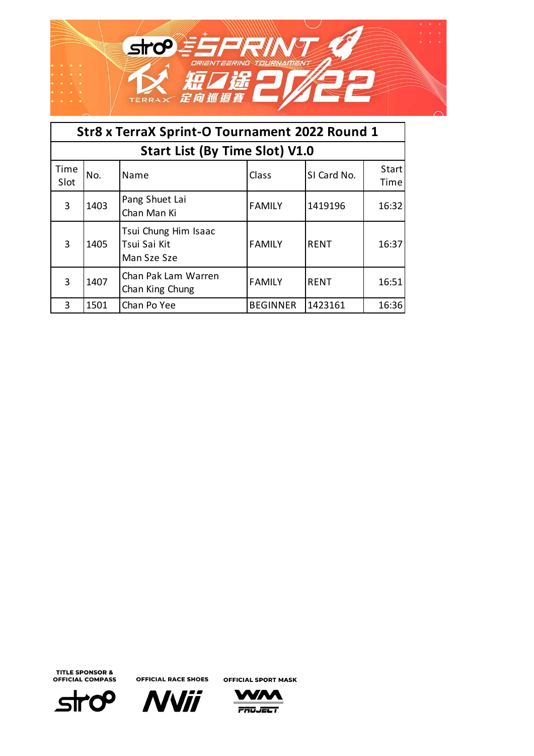## Str8 x TerraX Sprint-O Tournament 2022 Round 1

### Start List (By Time Slot) V1.0

| Time Slot | No. | Name | Class | SI Card No. | Start Time |
|---|---|---|---|---|---|
| 3 | 1403 | Pang Shuet Lai<br>Chan Man Ki | FAMILY | 1419196 | 16:32 |
| 3 | 1405 | Tsui Chung Him Isaac<br>Tsui Sai Kit<br>Man Sze Sze | FAMILY | RENT | 16:37 |
| 3 | 1407 | Chan Pak Lam Warren<br>Chan King Chung | FAMILY | RENT | 16:51 |
| 3 | 1501 | Chan Po Yee | BEGINNER | 1423161 | 16:36 |

TITLE SPONSOR & OFFICIAL COMPASS

OFFICIAL RACE SHOES

OFFICIAL SPORT MASK